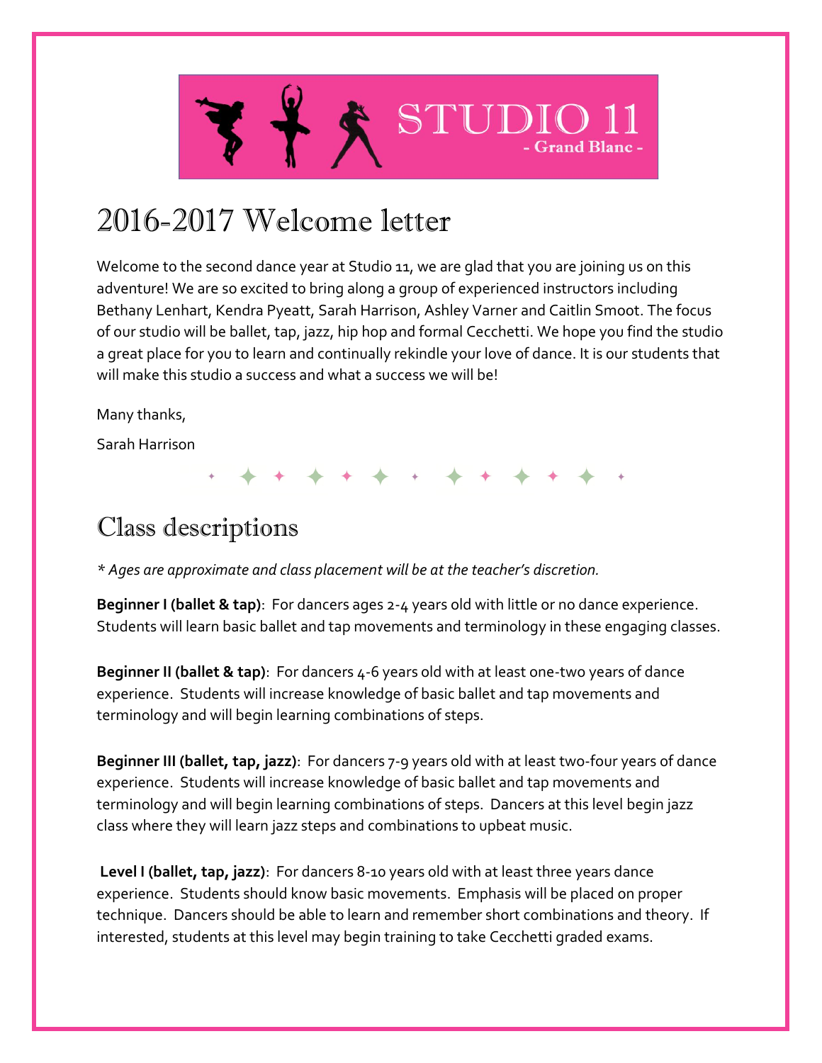STUDIO 11

- Grand Blanc -

# 2016-2017 Welcome letter

Welcome to the second dance year at Studio 11, we are glad that you are joining us on this adventure! We are so excited to bring along a group of experienced instructors including Bethany Lenhart, Kendra Pyeatt, Sarah Harrison, Ashley Varner and Caitlin Smoot. The focus of our studio will be ballet, tap, jazz, hip hop and formal Cecchetti. We hope you find the studio a great place for you to learn and continually rekindle your love of dance. It is our students that will make this studio a success and what a success we will be!

Many thanks,

Sarah Harrison

# Class descriptions

*\* Ages are approximate and class placement will be at the teacher's discretion.*

**Beginner I (ballet & tap)**: For dancers ages 2-4 years old with little or no dance experience. Students will learn basic ballet and tap movements and terminology in these engaging classes.

**Beginner II (ballet & tap)**: For dancers 4-6 years old with at least one-two years of dance experience. Students will increase knowledge of basic ballet and tap movements and terminology and will begin learning combinations of steps.

**Beginner III (ballet, tap, jazz)**: For dancers 7-9 years old with at least two-four years of dance experience. Students will increase knowledge of basic ballet and tap movements and terminology and will begin learning combinations of steps. Dancers at this level begin jazz class where they will learn jazz steps and combinations to upbeat music.

**Level I (ballet, tap, jazz)**: For dancers 8-10 years old with at least three years dance experience. Students should know basic movements. Emphasis will be placed on proper technique. Dancers should be able to learn and remember short combinations and theory. If interested, students at this level may begin training to take Cecchetti graded exams.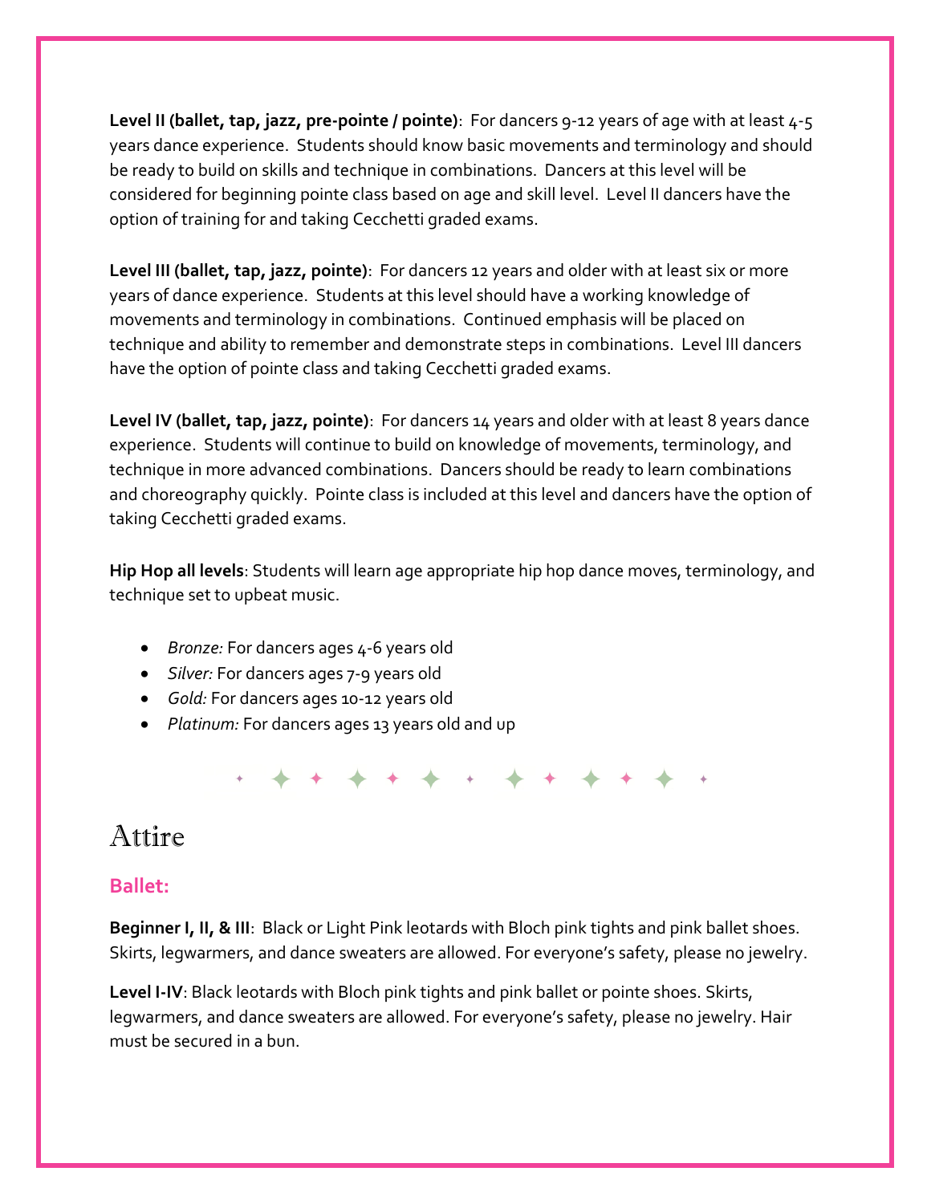**Level II (ballet, tap, jazz, pre-pointe / pointe)**: For dancers 9-12 years of age with at least 4-5 years dance experience. Students should know basic movements and terminology and should be ready to build on skills and technique in combinations. Dancers at this level will be considered for beginning pointe class based on age and skill level. Level II dancers have the option of training for and taking Cecchetti graded exams.

**Level III (ballet, tap, jazz, pointe)**: For dancers 12 years and older with at least six or more years of dance experience. Students at this level should have a working knowledge of movements and terminology in combinations. Continued emphasis will be placed on technique and ability to remember and demonstrate steps in combinations. Level III dancers have the option of pointe class and taking Cecchetti graded exams.

**Level IV (ballet, tap, jazz, pointe)**: For dancers 14 years and older with at least 8 years dance experience. Students will continue to build on knowledge of movements, terminology, and technique in more advanced combinations. Dancers should be ready to learn combinations and choreography quickly. Pointe class is included at this level and dancers have the option of taking Cecchetti graded exams.

**Hip Hop all levels**: Students will learn age appropriate hip hop dance moves, terminology, and technique set to upbeat music.

- *Bronze:* For dancers ages 4-6 years old
- *Silver:* For dancers ages 7-9 years old
- *Gold:* For dancers ages 10-12 years old
- *Platinum:* For dancers ages 13 years old and up

## Attire

### Ballet:

**Beginner I, II, & III**: Black or Light Pink leotards with Bloch pink tights and pink ballet shoes. Skirts, legwarmers, and dance sweaters are allowed. For everyone's safety, please no jewelry.

**Level I-IV**: Black leotards with Bloch pink tights and pink ballet or pointe shoes. Skirts, legwarmers, and dance sweaters are allowed. For everyone's safety, please no jewelry. Hair must be secured in a bun.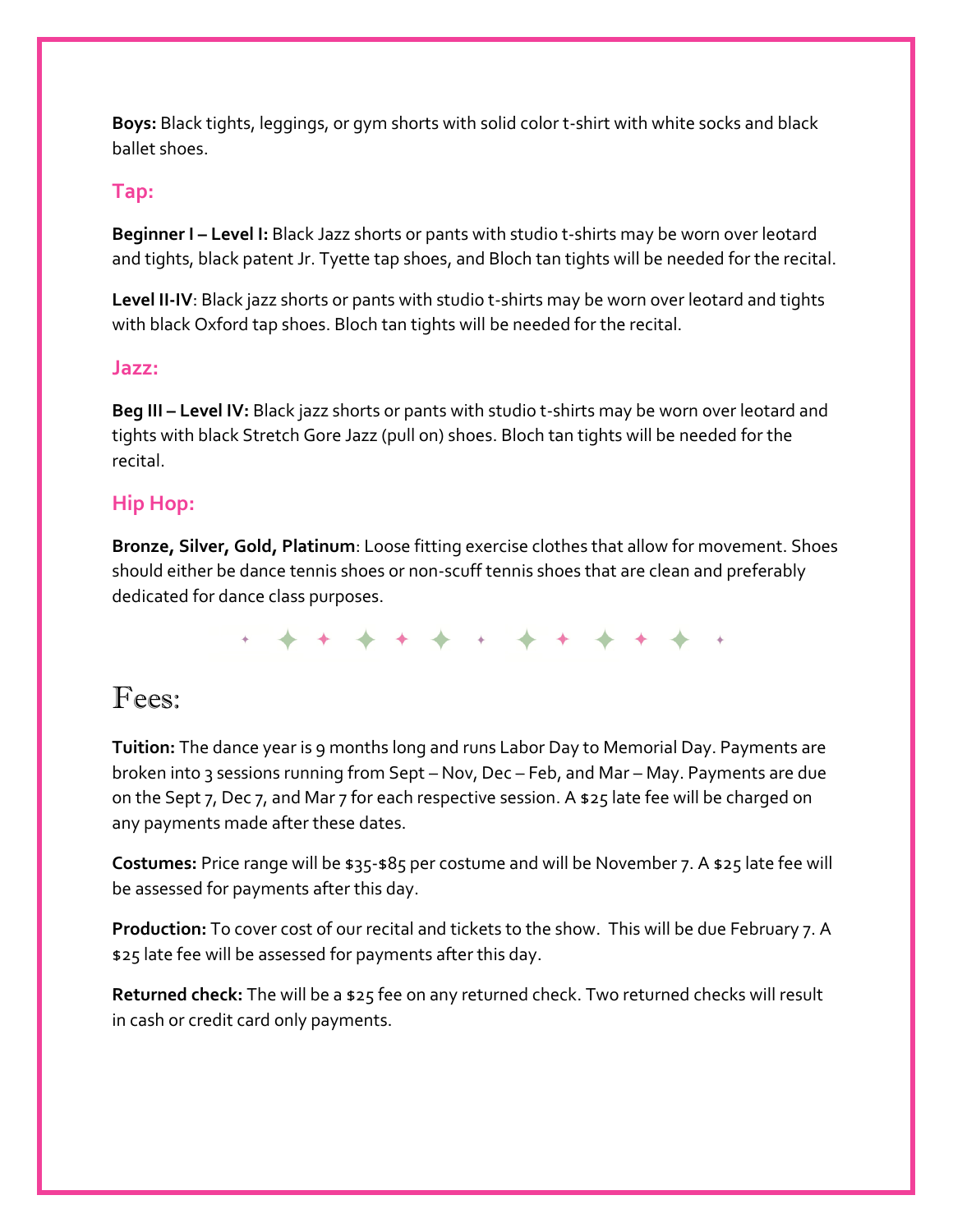**Boys:** Black tights, leggings, or gym shorts with solid color t-shirt with white socks and black ballet shoes.

### Tap:

**Beginner I – Level I:** Black Jazz shorts or pants with studio t-shirts may be worn over leotard and tights, black patent Jr. Tyette tap shoes, and Bloch tan tights will be needed for the recital.

**Level II-IV**: Black jazz shorts or pants with studio t-shirts may be worn over leotard and tights with black Oxford tap shoes. Bloch tan tights will be needed for the recital.

### Jazz:

**Beg III – Level IV:** Black jazz shorts or pants with studio t-shirts may be worn over leotard and tights with black Stretch Gore Jazz (pull on) shoes. Bloch tan tights will be needed for the recital.

### Hip Hop:

**Bronze, Silver, Gold, Platinum**: Loose fitting exercise clothes that allow for movement. Shoes should either be dance tennis shoes or non-scuff tennis shoes that are clean and preferably dedicated for dance class purposes.

## Fees:

**Tuition:** The dance year is 9 months long and runs Labor Day to Memorial Day. Payments are broken into 3 sessions running from Sept – Nov, Dec – Feb, and Mar – May. Payments are due on the Sept 7, Dec 7, and Mar 7 for each respective session. A $25 late fee will be charged on any payments made after these dates.

**Costumes:** Price range will be $35-$85 per costume and will be November 7. A $25 late fee will be assessed for payments after this day.

**Production:** To cover cost of our recital and tickets to the show. This will be due February 7. A $25 late fee will be assessed for payments after this day.

**Returned check:** The will be a $25 fee on any returned check. Two returned checks will result in cash or credit card only payments.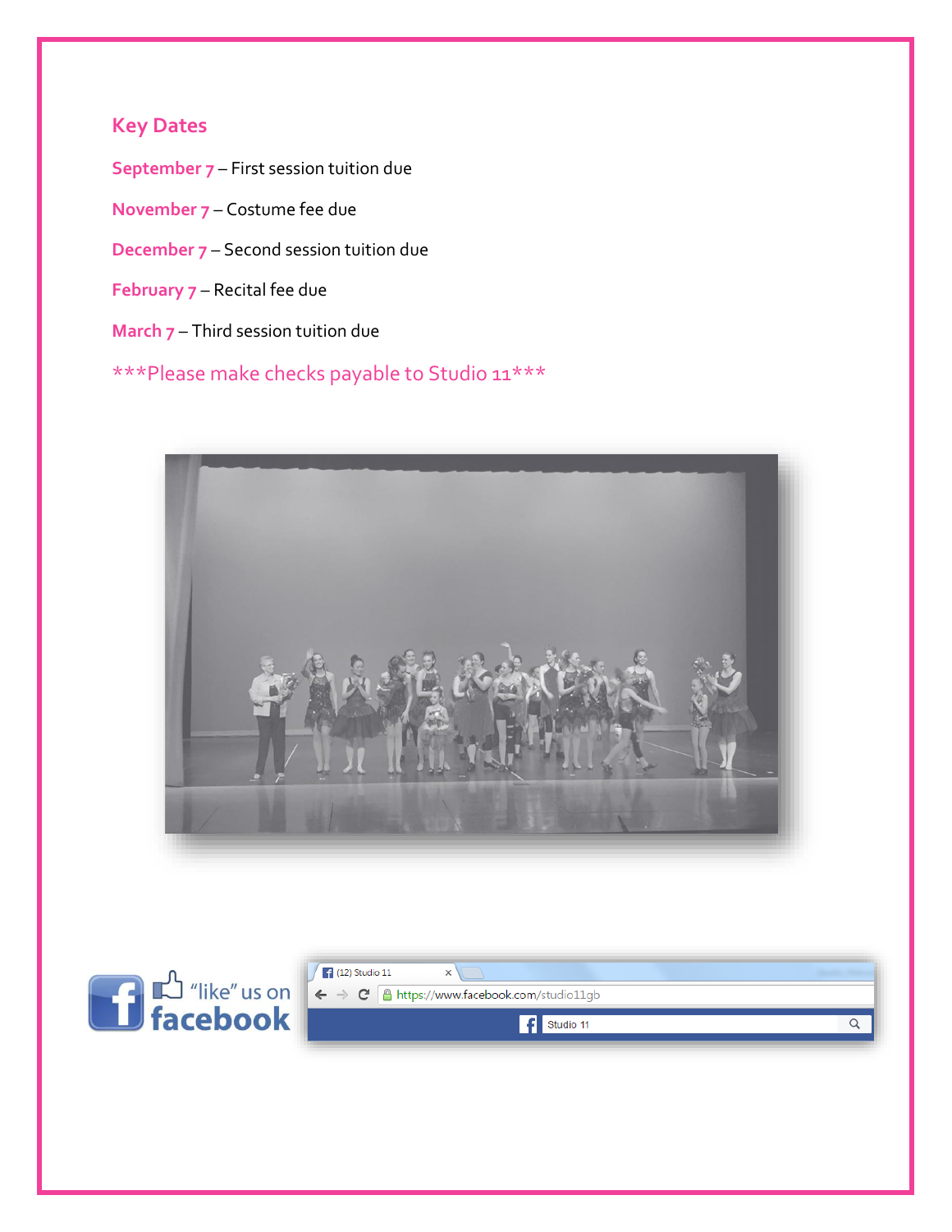## Key Dates

**September 7** – First session tuition due

**November 7** – Costume fee due

**December 7** – Second session tuition due

**February 7** – Recital fee due

**March 7** – Third session tuition due

***Please make checks payable to Studio 11***

"like" us on facebook

https://www.facebook.com/studio11gb